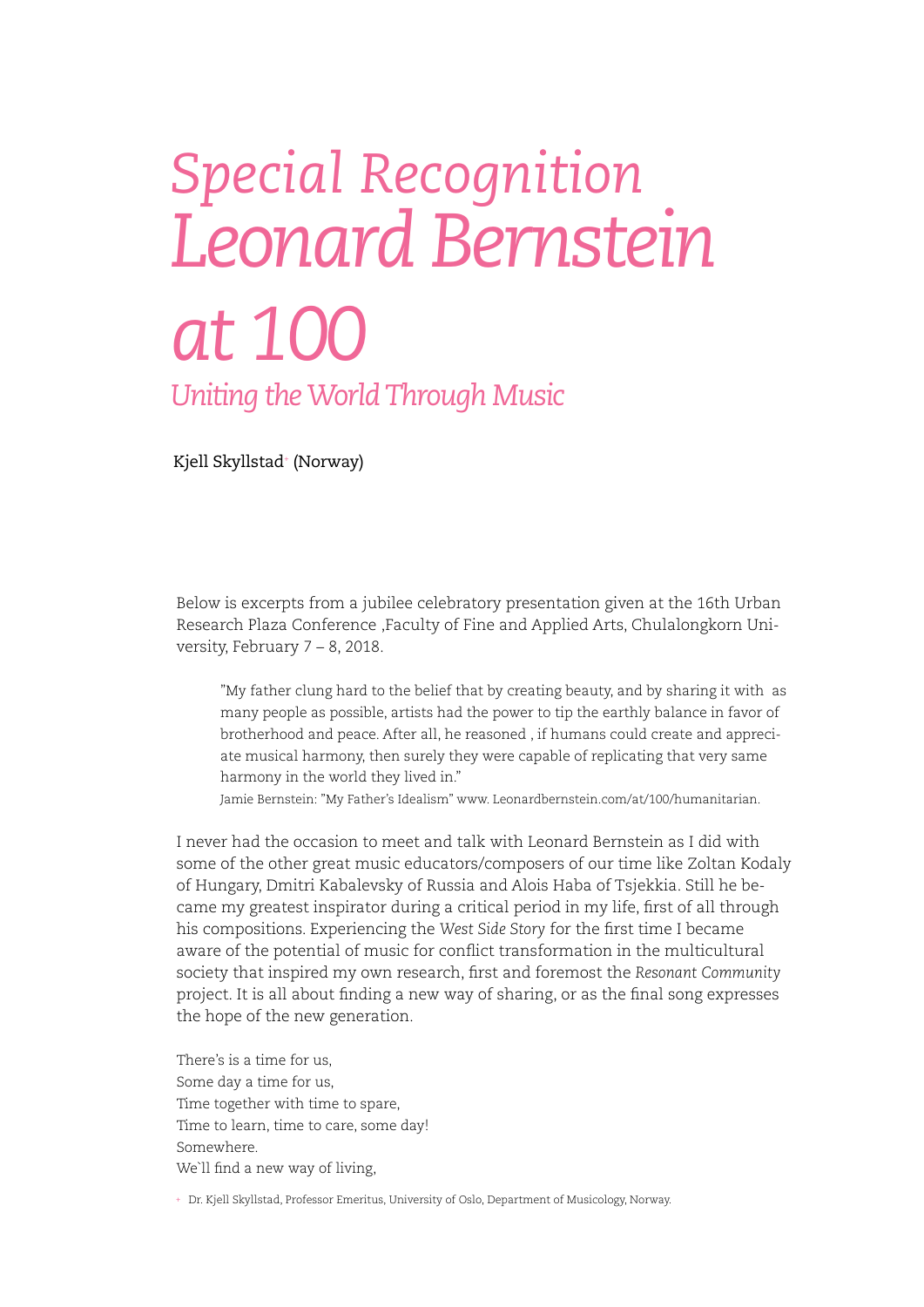# *Special Recognition*
# *Leonard Bernstein at 100*
## *Uniting the World Through Music*

Kjell Skyllstad[+] (Norway)

Below is excerpts from a jubilee celebratory presentation given at the 16th Urban Research Plaza Conference ,Faculty of Fine and Applied Arts, Chulalongkorn University, February 7 – 8, 2018.

> "My father clung hard to the belief that by creating beauty, and by sharing it with  as many people as possible, artists had the power to tip the earthly balance in favor of brotherhood and peace. After all, he reasoned , if humans could create and appreciate musical harmony, then surely they were capable of replicating that very same harmony in the world they lived in."
>
> Jamie Bernstein: "My Father's Idealism" www. Leonardbernstein.com/at/100/humanitarian.

I never had the occasion to meet and talk with Leonard Bernstein as I did with some of the other great music educators/composers of our time like Zoltan Kodaly of Hungary, Dmitri Kabalevsky of Russia and Alois Haba of Tsjekkia. Still he became my greatest inspirator during a critical period in my life, first of all through his compositions. Experiencing the *West Side Story* for the first time I became aware of the potential of music for conflict transformation in the multicultural society that inspired my own research, first and foremost the *Resonant Community* project. It is all about finding a new way of sharing, or as the final song expresses the hope of the new generation.

There's is a time for us,  
Some day a time for us,  
Time together with time to spare,  
Time to learn, time to care, some day!  
Somewhere.  
We`ll find a new way of living,

[+] Dr. Kjell Skyllstad, Professor Emeritus, University of Oslo, Department of Musicology, Norway.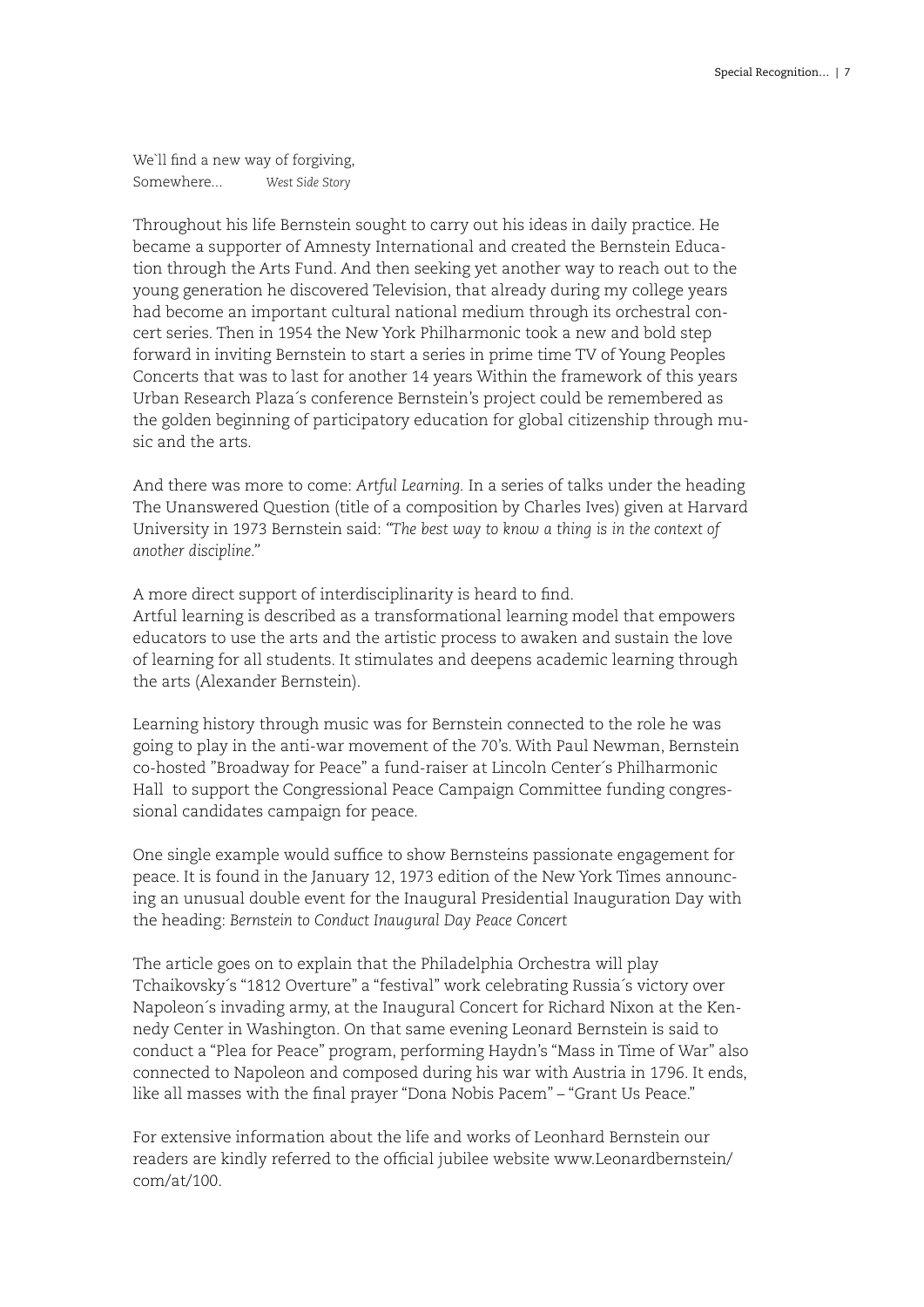We`ll find a new way of forgiving,
Somewhere... *West Side Story*

Throughout his life Bernstein sought to carry out his ideas in daily practice. He became a supporter of Amnesty International and created the Bernstein Education through the Arts Fund. And then seeking yet another way to reach out to the young generation he discovered Television, that already during my college years had become an important cultural national medium through its orchestral concert series. Then in 1954 the New York Philharmonic took a new and bold step forward in inviting Bernstein to start a series in prime time TV of Young Peoples Concerts that was to last for another 14 years Within the framework of this years Urban Research Plaza´s conference Bernstein's project could be remembered as the golden beginning of participatory education for global citizenship through music and the arts.

And there was more to come: *Artful Learning.* In a series of talks under the heading The Unanswered Question (title of a composition by Charles Ives) given at Harvard University in 1973 Bernstein said: *"The best way to know a thing is in the context of another discipline."*

A more direct support of interdisciplinarity is heard to find.
Artful learning is described as a transformational learning model that empowers educators to use the arts and the artistic process to awaken and sustain the love of learning for all students. It stimulates and deepens academic learning through the arts (Alexander Bernstein).

Learning history through music was for Bernstein connected to the role he was going to play in the anti-war movement of the 70's. With Paul Newman, Bernstein co-hosted "Broadway for Peace" a fund-raiser at Lincoln Center´s Philharmonic Hall to support the Congressional Peace Campaign Committee funding congressional candidates campaign for peace.

One single example would suffice to show Bernsteins passionate engagement for peace. It is found in the January 12, 1973 edition of the New York Times announcing an unusual double event for the Inaugural Presidential Inauguration Day with the heading: *Bernstein to Conduct Inaugural Day Peace Concert*

The article goes on to explain that the Philadelphia Orchestra will play Tchaikovsky´s "1812 Overture" a "festival" work celebrating Russia´s victory over Napoleon´s invading army, at the Inaugural Concert for Richard Nixon at the Kennedy Center in Washington. On that same evening Leonard Bernstein is said to conduct a "Plea for Peace" program, performing Haydn's "Mass in Time of War" also connected to Napoleon and composed during his war with Austria in 1796. It ends, like all masses with the final prayer "Dona Nobis Pacem" – "Grant Us Peace."

For extensive information about the life and works of Leonhard Bernstein our readers are kindly referred to the official jubilee website www.Leonardbernstein/com/at/100.